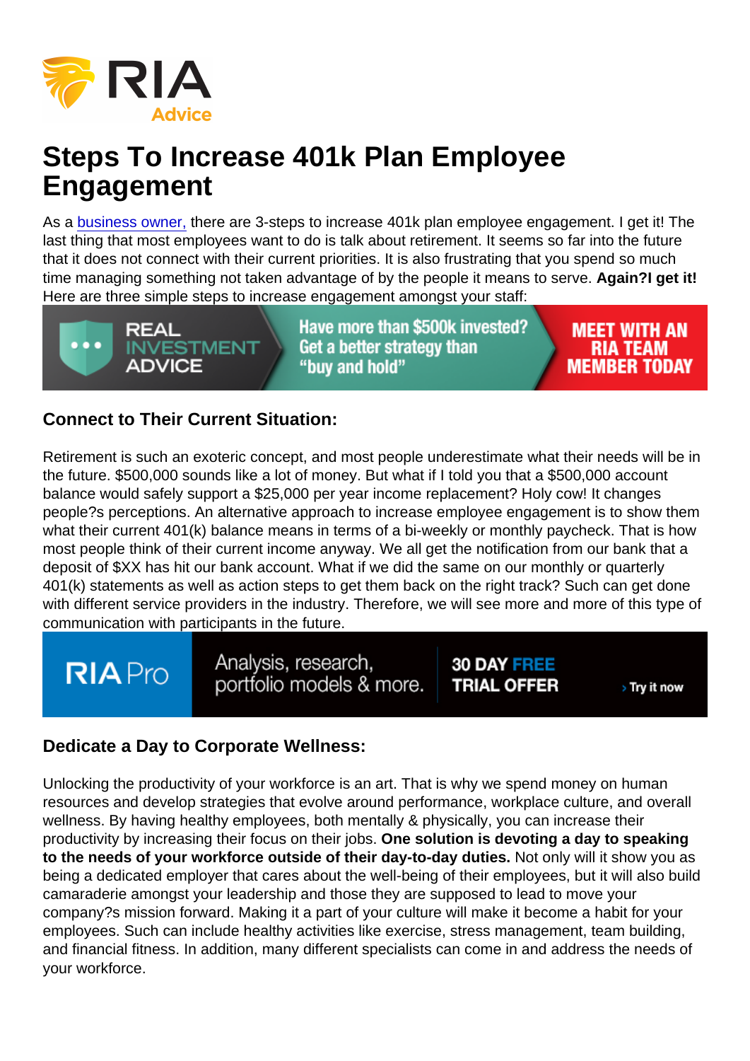# Steps To Increase 401k Plan Employee Engagement

As a business owner, there are 3-steps to increase 401k plan employee engagement. I get it! The last thing that most employees want to do is talk about retirement. It seems so far into the future that it does not connect with their current priorities. It is also frustrating that you spend so much time managing something not taken advantage of by the people it means to serve. **Again?I get it!** Here are three simple steps to increase engagement amongst your staff:

### Connect to Their Current Situation:

Retirement is such an exoteric concept, and most people underestimate what their needs will be in the future. $500,000 sounds like a lot of money. But what if I told you that a $500,000 account balance would safely support a $25,000 per year income replacement? Holy cow! It changes people?s perceptions. An alternative approach to increase employee engagement is to show them what their current 401(k) balance means in terms of a bi-weekly or monthly paycheck. That is how most people think of their current income anyway. We all get the notification from our bank that a deposit of $XX has hit our bank account. What if we did the same on our monthly or quarterly 401(k) statements as well as action steps to get them back on the right track? Such can get done with different service providers in the industry. Therefore, we will see more and more of this type of communication with participants in the future.

### Dedicate a Day to Corporate Wellness:

Unlocking the productivity of your workforce is an art. That is why we spend money on human resources and develop strategies that evolve around performance, workplace culture, and overall wellness. By having healthy employees, both mentally & physically, you can increase their productivity by increasing their focus on their jobs. **One solution is devoting a day to speaking to the needs of your workforce outside of their day-to-day duties.** Not only will it show you as being a dedicated employer that cares about the well-being of their employees, but it will also build camaraderie amongst your leadership and those they are supposed to lead to move your company?s mission forward. Making it a part of your culture will make it become a habit for your employees. Such can include healthy activities like exercise, stress management, team building, and financial fitness. In addition, many different specialists can come in and address the needs of your workforce.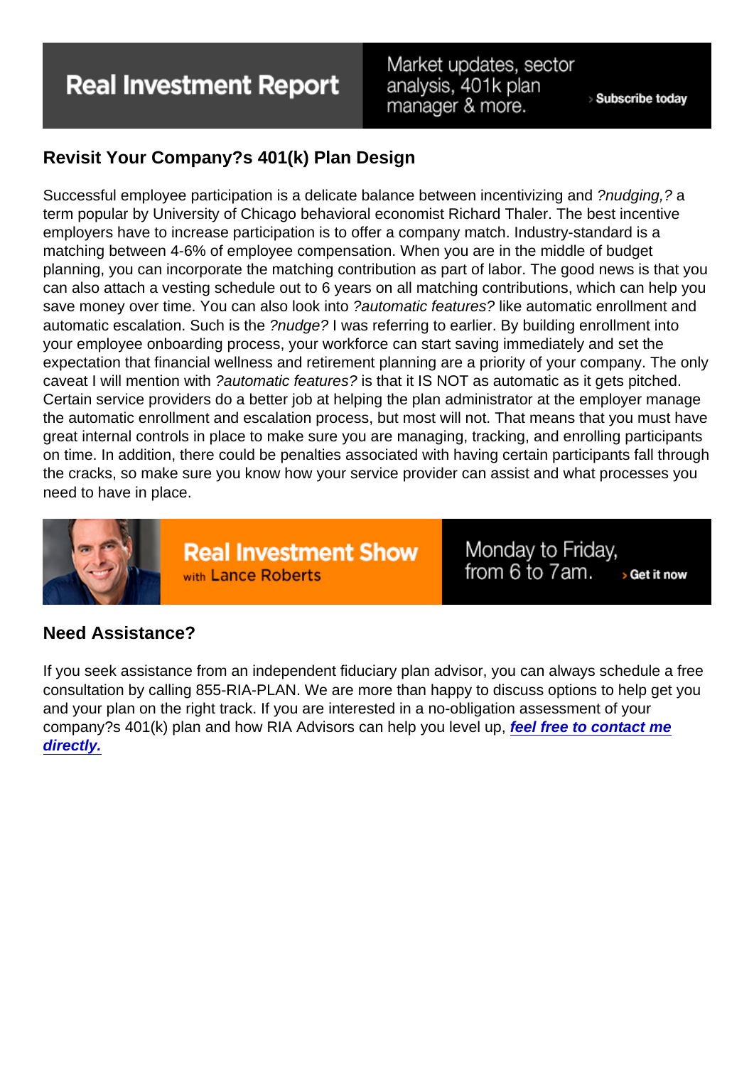Real Investment Report

Market updates, sector analysis, 401k plan manager & more.

› Subscribe today

### Revisit Your Company?s 401(k) Plan Design

Successful employee participation is a delicate balance between incentivizing and *?nudging,?* a term popular by University of Chicago behavioral economist Richard Thaler. The best incentive employers have to increase participation is to offer a company match. Industry-standard is a matching between 4-6% of employee compensation. When you are in the middle of budget planning, you can incorporate the matching contribution as part of labor. The good news is that you can also attach a vesting schedule out to 6 years on all matching contributions, which can help you save money over time. You can also look into *?automatic features?* like automatic enrollment and automatic escalation. Such is the *?nudge?* I was referring to earlier. By building enrollment into your employee onboarding process, your workforce can start saving immediately and set the expectation that financial wellness and retirement planning are a priority of your company. The only caveat I will mention with *?automatic features?* is that it IS NOT as automatic as it gets pitched. Certain service providers do a better job at helping the plan administrator at the employer manage the automatic enrollment and escalation process, but most will not. That means that you must have great internal controls in place to make sure you are managing, tracking, and enrolling participants on time. In addition, there could be penalties associated with having certain participants fall through the cracks, so make sure you know how your service provider can assist and what processes you need to have in place.

Real Investment Show with Lance Roberts

Monday to Friday, from 6 to 7am.

› Get it now

### Need Assistance?

If you seek assistance from an independent fiduciary plan advisor, you can always schedule a free consultation by calling 855-RIA-PLAN. We are more than happy to discuss options to help get you and your plan on the right track. If you are interested in a no-obligation assessment of your company?s 401(k) plan and how RIA Advisors can help you level up, ***feel free to contact me directly.***